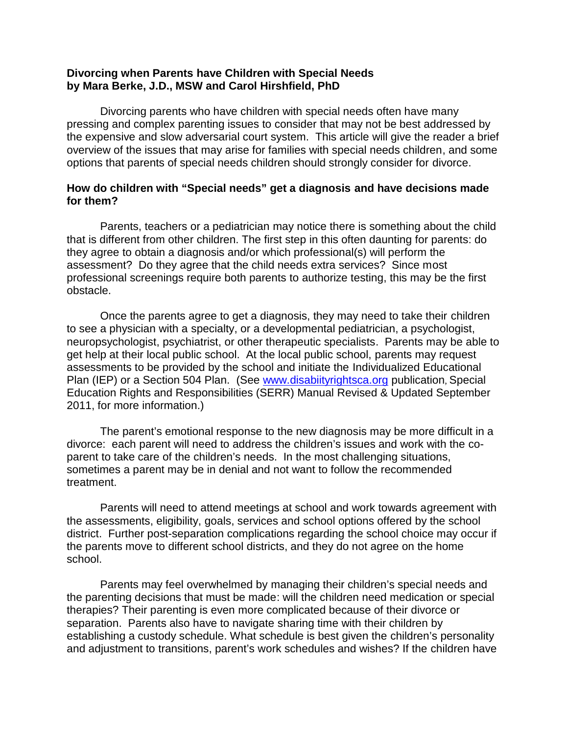**Divorcing when Parents have Children with Special Needs**
**by Mara Berke, J.D., MSW and Carol Hirshfield, PhD**

Divorcing parents who have children with special needs often have many pressing and complex parenting issues to consider that may not be best addressed by the expensive and slow adversarial court system. This article will give the reader a brief overview of the issues that may arise for families with special needs children, and some options that parents of special needs children should strongly consider for divorce.

**How do children with "Special needs" get a diagnosis and have decisions made for them?**

Parents, teachers or a pediatrician may notice there is something about the child that is different from other children. The first step in this often daunting for parents: do they agree to obtain a diagnosis and/or which professional(s) will perform the assessment? Do they agree that the child needs extra services? Since most professional screenings require both parents to authorize testing, this may be the first obstacle.

Once the parents agree to get a diagnosis, they may need to take their children to see a physician with a specialty, or a developmental pediatrician, a psychologist, neuropsychologist, psychiatrist, or other therapeutic specialists. Parents may be able to get help at their local public school. At the local public school, parents may request assessments to be provided by the school and initiate the Individualized Educational Plan (IEP) or a Section 504 Plan. (See www.disabiityrightsca.org publication, Special Education Rights and Responsibilities (SERR) Manual Revised & Updated September 2011, for more information.)

The parent's emotional response to the new diagnosis may be more difficult in a divorce: each parent will need to address the children's issues and work with the co-parent to take care of the children's needs. In the most challenging situations, sometimes a parent may be in denial and not want to follow the recommended treatment.

Parents will need to attend meetings at school and work towards agreement with the assessments, eligibility, goals, services and school options offered by the school district. Further post-separation complications regarding the school choice may occur if the parents move to different school districts, and they do not agree on the home school.

Parents may feel overwhelmed by managing their children's special needs and the parenting decisions that must be made: will the children need medication or special therapies? Their parenting is even more complicated because of their divorce or separation. Parents also have to navigate sharing time with their children by establishing a custody schedule. What schedule is best given the children's personality and adjustment to transitions, parent's work schedules and wishes? If the children have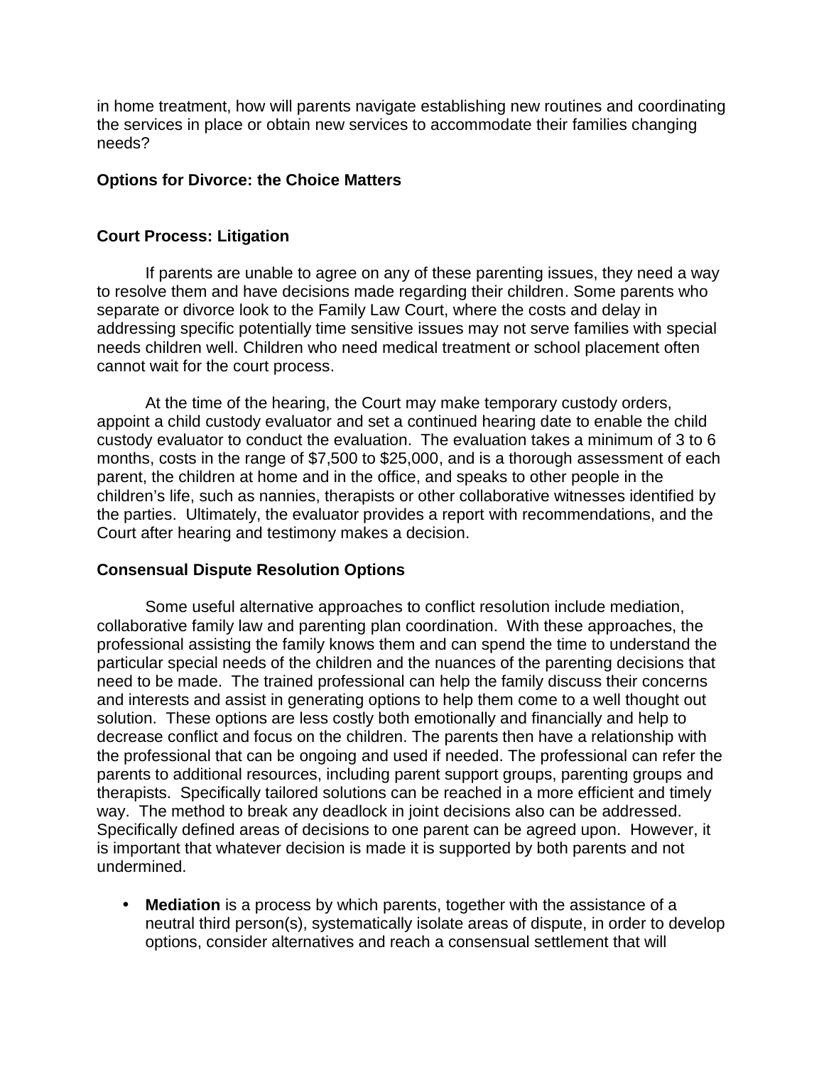in home treatment, how will parents navigate establishing new routines and coordinating the services in place or obtain new services to accommodate their families changing needs?

## Options for Divorce: the Choice Matters

### Court Process: Litigation

If parents are unable to agree on any of these parenting issues, they need a way to resolve them and have decisions made regarding their children. Some parents who separate or divorce look to the Family Law Court, where the costs and delay in addressing specific potentially time sensitive issues may not serve families with special needs children well. Children who need medical treatment or school placement often cannot wait for the court process.

At the time of the hearing, the Court may make temporary custody orders, appoint a child custody evaluator and set a continued hearing date to enable the child custody evaluator to conduct the evaluation. The evaluation takes a minimum of 3 to 6 months, costs in the range of $7,500 to $25,000, and is a thorough assessment of each parent, the children at home and in the office, and speaks to other people in the children's life, such as nannies, therapists or other collaborative witnesses identified by the parties. Ultimately, the evaluator provides a report with recommendations, and the Court after hearing and testimony makes a decision.

### Consensual Dispute Resolution Options

Some useful alternative approaches to conflict resolution include mediation, collaborative family law and parenting plan coordination. With these approaches, the professional assisting the family knows them and can spend the time to understand the particular special needs of the children and the nuances of the parenting decisions that need to be made. The trained professional can help the family discuss their concerns and interests and assist in generating options to help them come to a well thought out solution. These options are less costly both emotionally and financially and help to decrease conflict and focus on the children. The parents then have a relationship with the professional that can be ongoing and used if needed. The professional can refer the parents to additional resources, including parent support groups, parenting groups and therapists. Specifically tailored solutions can be reached in a more efficient and timely way. The method to break any deadlock in joint decisions also can be addressed. Specifically defined areas of decisions to one parent can be agreed upon. However, it is important that whatever decision is made it is supported by both parents and not undermined.

- **Mediation** is a process by which parents, together with the assistance of a neutral third person(s), systematically isolate areas of dispute, in order to develop options, consider alternatives and reach a consensual settlement that will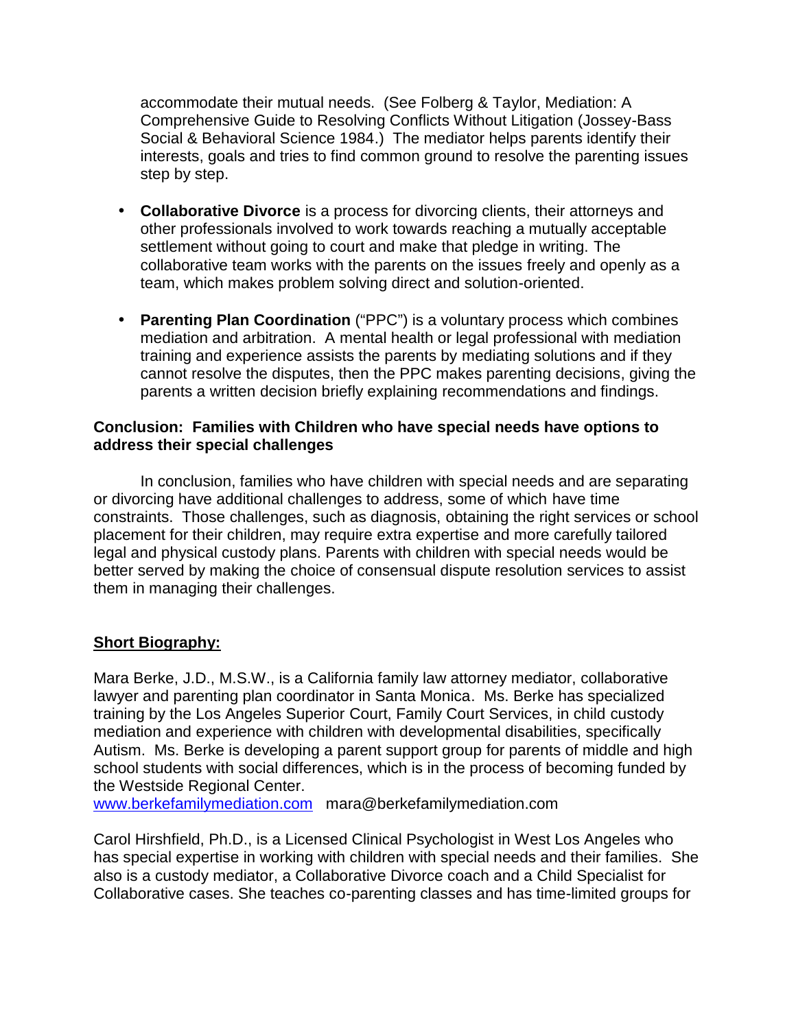accommodate their mutual needs. (See Folberg & Taylor, Mediation: A Comprehensive Guide to Resolving Conflicts Without Litigation (Jossey-Bass Social & Behavioral Science 1984.) The mediator helps parents identify their interests, goals and tries to find common ground to resolve the parenting issues step by step.

- **Collaborative Divorce** is a process for divorcing clients, their attorneys and other professionals involved to work towards reaching a mutually acceptable settlement without going to court and make that pledge in writing. The collaborative team works with the parents on the issues freely and openly as a team, which makes problem solving direct and solution-oriented.

- **Parenting Plan Coordination** ("PPC") is a voluntary process which combines mediation and arbitration. A mental health or legal professional with mediation training and experience assists the parents by mediating solutions and if they cannot resolve the disputes, then the PPC makes parenting decisions, giving the parents a written decision briefly explaining recommendations and findings.

**Conclusion: Families with Children who have special needs have options to address their special challenges**

In conclusion, families who have children with special needs and are separating or divorcing have additional challenges to address, some of which have time constraints. Those challenges, such as diagnosis, obtaining the right services or school placement for their children, may require extra expertise and more carefully tailored legal and physical custody plans. Parents with children with special needs would be better served by making the choice of consensual dispute resolution services to assist them in managing their challenges.

**Short Biography:**

Mara Berke, J.D., M.S.W., is a California family law attorney mediator, collaborative lawyer and parenting plan coordinator in Santa Monica. Ms. Berke has specialized training by the Los Angeles Superior Court, Family Court Services, in child custody mediation and experience with children with developmental disabilities, specifically Autism. Ms. Berke is developing a parent support group for parents of middle and high school students with social differences, which is in the process of becoming funded by the Westside Regional Center.
www.berkefamilymediation.com mara@berkefamilymediation.com

Carol Hirshfield, Ph.D., is a Licensed Clinical Psychologist in West Los Angeles who has special expertise in working with children with special needs and their families. She also is a custody mediator, a Collaborative Divorce coach and a Child Specialist for Collaborative cases. She teaches co-parenting classes and has time-limited groups for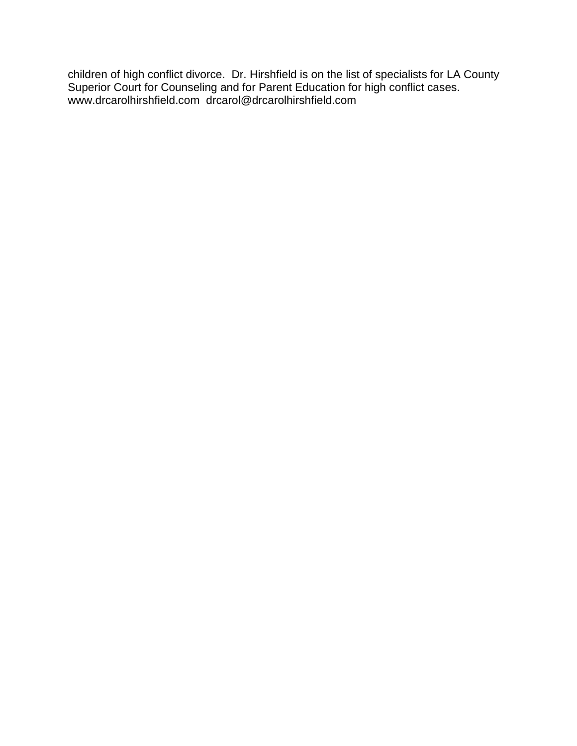children of high conflict divorce. Dr. Hirshfield is on the list of specialists for LA County Superior Court for Counseling and for Parent Education for high conflict cases. www.drcarolhirshfield.com drcarol@drcarolhirshfield.com